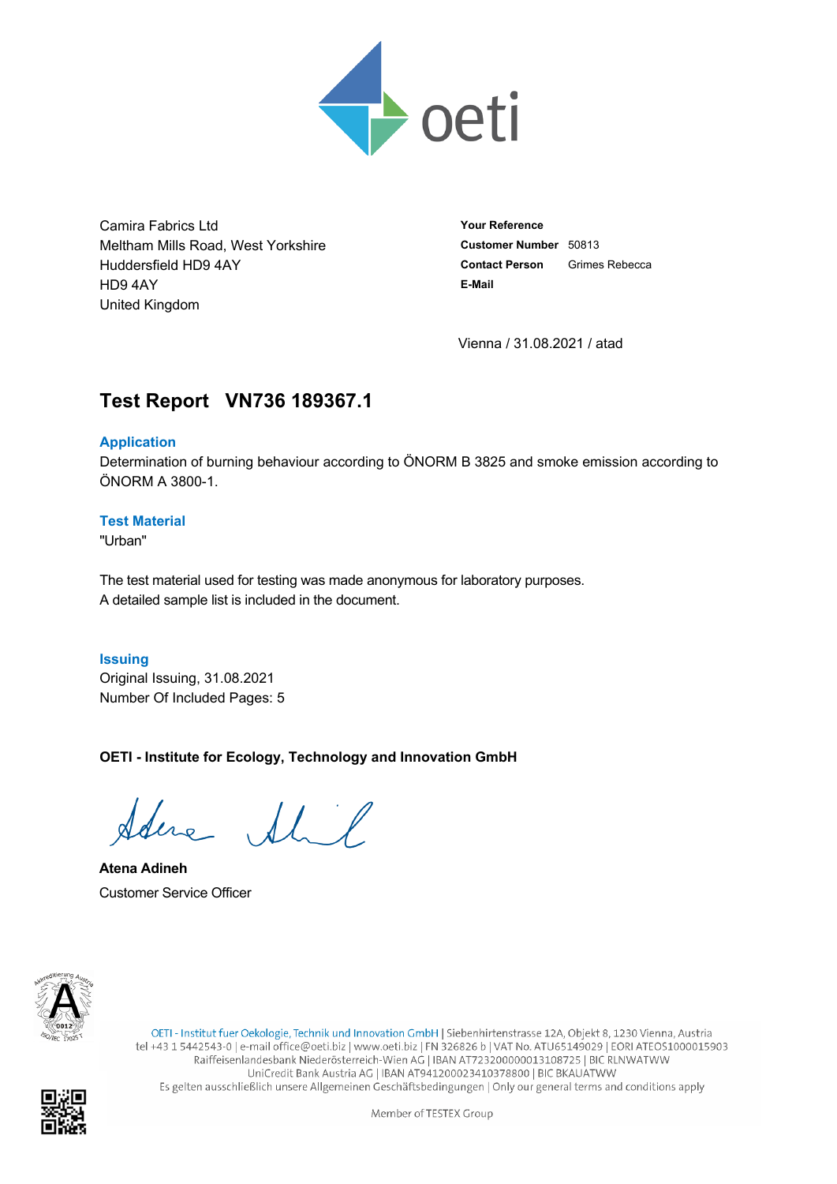Camira Fabrics Ltd
Meltham Mills Road, West Yorkshire
Huddersfield HD9 4AY
HD9 4AY
United Kingdom

**Your Reference**
**Customer Number** 50813
**Contact Person** Grimes Rebecca
**E-Mail**

Vienna / 31.08.2021 / atad

# Test Report VN736 189367.1

## Application

Determination of burning behaviour according to ÖNORM B 3825 and smoke emission according to ÖNORM A 3800-1.

## Test Material

"Urban"

The test material used for testing was made anonymous for laboratory purposes.
A detailed sample list is included in the document.

## Issuing

Original Issuing, 31.08.2021
Number Of Included Pages: 5

**OETI - Institute for Ecology, Technology and Innovation GmbH**

**Atena Adineh**
Customer Service Officer

OETI - Institut fuer Oekologie, Technik und Innovation GmbH | Siebenhirtenstrasse 12A, Objekt 8, 1230 Vienna, Austria
tel +43 1 5442543-0 | e-mail office@oeti.biz | www.oeti.biz | FN 326826 b | VAT No. ATU65149029 | EORI ATEOS1000015903
Raiffeisenlandesbank Niederösterreich-Wien AG | IBAN AT723200000013108725 | BIC RLNWATWW
UniCredit Bank Austria AG | IBAN AT941200023410378800 | BIC BKAUATWW
Es gelten ausschließlich unsere Allgemeinen Geschäftsbedingungen | Only our general terms and conditions apply

Member of TESTEX Group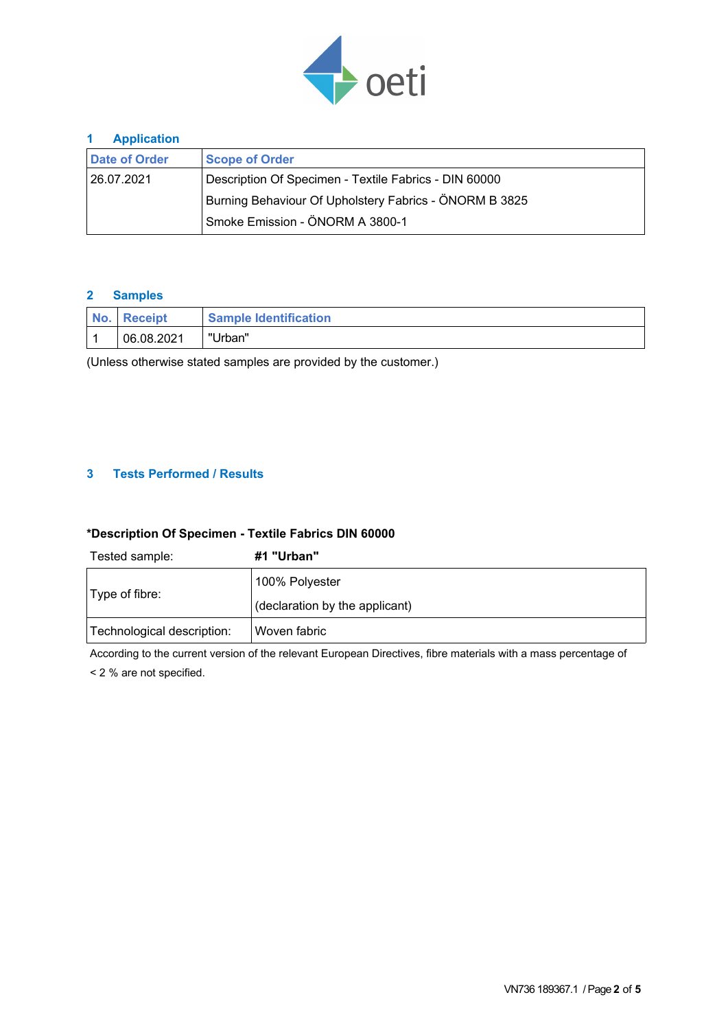## 1 Application

| Date of Order | Scope of Order |
|---|---|
| 26.07.2021 | Description Of Specimen - Textile Fabrics - DIN 60000<br>Burning Behaviour Of Upholstery Fabrics - ÖNORM B 3825<br>Smoke Emission - ÖNORM A 3800-1 |

## 2 Samples

| No. | Receipt | Sample Identification |
|---|---|---|
| 1 | 06.08.2021 | "Urban" |

(Unless otherwise stated samples are provided by the customer.)

## 3 Tests Performed / Results

**\*Description Of Specimen - Textile Fabrics DIN 60000**

Tested sample: **#1 "Urban"**

| | |
|---|---|
| Type of fibre: | 100% Polyester<br>(declaration by the applicant) |
| Technological description: | Woven fabric |

According to the current version of the relevant European Directives, fibre materials with a mass percentage of < 2 % are not specified.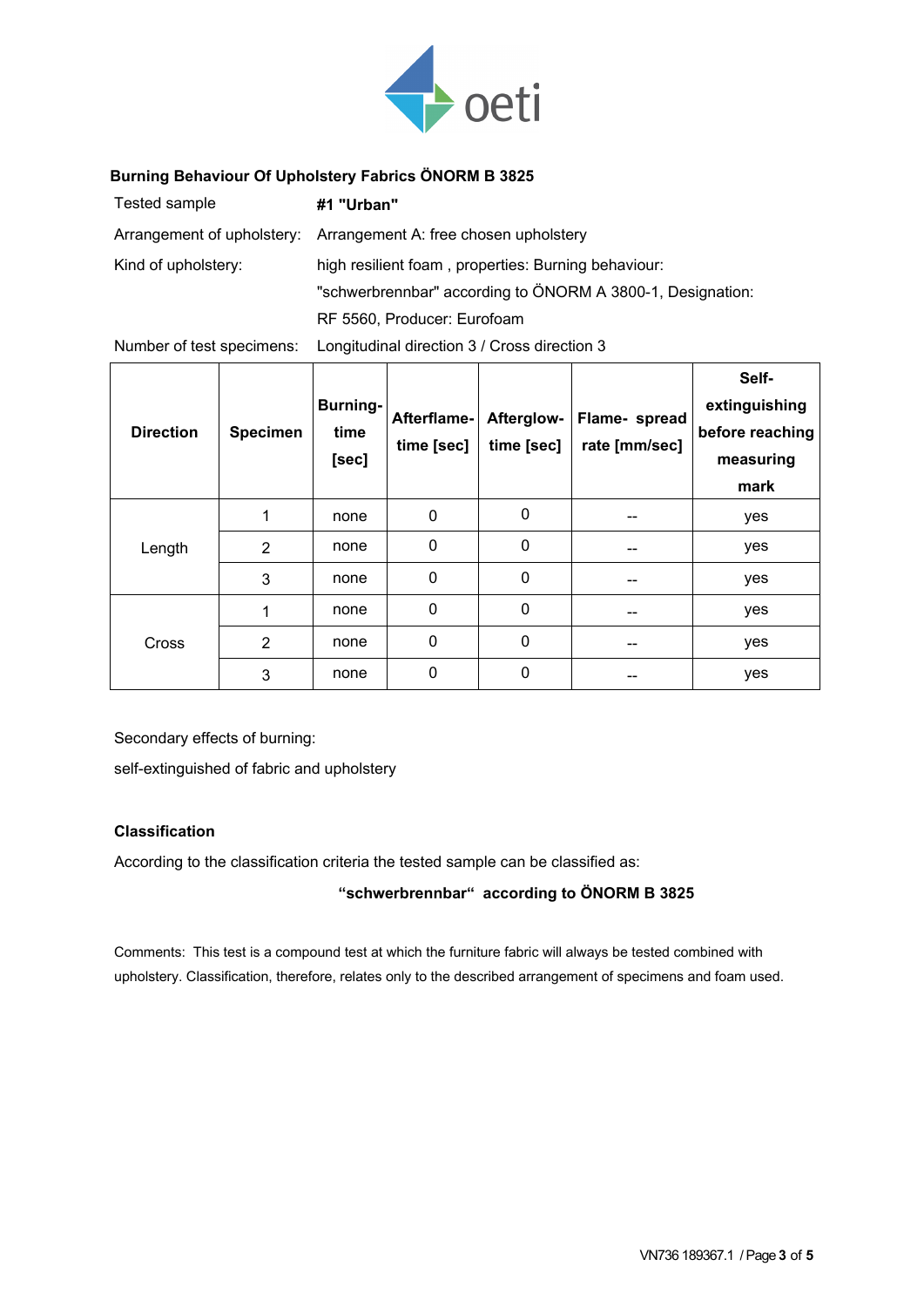## Burning Behaviour Of Upholstery Fabrics ÖNORM B 3825

| | |
|---|---|
| Tested sample | **#1 "Urban"** |
| Arrangement of upholstery: | Arrangement A: free chosen upholstery |
| Kind of upholstery: | high resilient foam , properties: Burning behaviour: "schwerbrennbar" according to ÖNORM A 3800-1, Designation: RF 5560, Producer: Eurofoam |
| Number of test specimens: | Longitudinal direction 3 / Cross direction 3 |

| Direction | Specimen | Burning-time [sec] | Afterflame-time [sec] | Afterglow-time [sec] | Flame- spread rate [mm/sec] | Self-extinguishing before reaching measuring mark |
|---|---|---|---|---|---|---|
| Length | 1 | none | 0 | 0 | -- | yes |
| | 2 | none | 0 | 0 | -- | yes |
| | 3 | none | 0 | 0 | -- | yes |
| Cross | 1 | none | 0 | 0 | -- | yes |
| | 2 | none | 0 | 0 | -- | yes |
| | 3 | none | 0 | 0 | -- | yes |

Secondary effects of burning:

self-extinguished of fabric and upholstery

### Classification

According to the classification criteria the tested sample can be classified as:

**“schwerbrennbar“ according to ÖNORM B 3825**

Comments: This test is a compound test at which the furniture fabric will always be tested combined with upholstery. Classification, therefore, relates only to the described arrangement of specimens and foam used.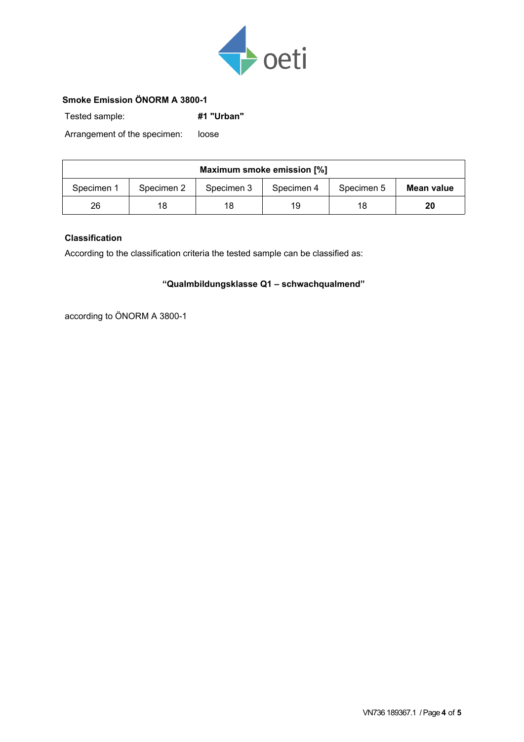**Smoke Emission ÖNORM A 3800-1**

Tested sample: **#1 "Urban"**

Arrangement of the specimen: loose

| **Maximum smoke emission [%]** | | | | | |
|---|---|---|---|---|---|
| Specimen 1 | Specimen 2 | Specimen 3 | Specimen 4 | Specimen 5 | **Mean value** |
| 26 | 18 | 18 | 19 | 18 | **20** |

**Classification**

According to the classification criteria the tested sample can be classified as:

**"Qualmbildungsklasse Q1 – schwachqualmend"**

according to ÖNORM A 3800-1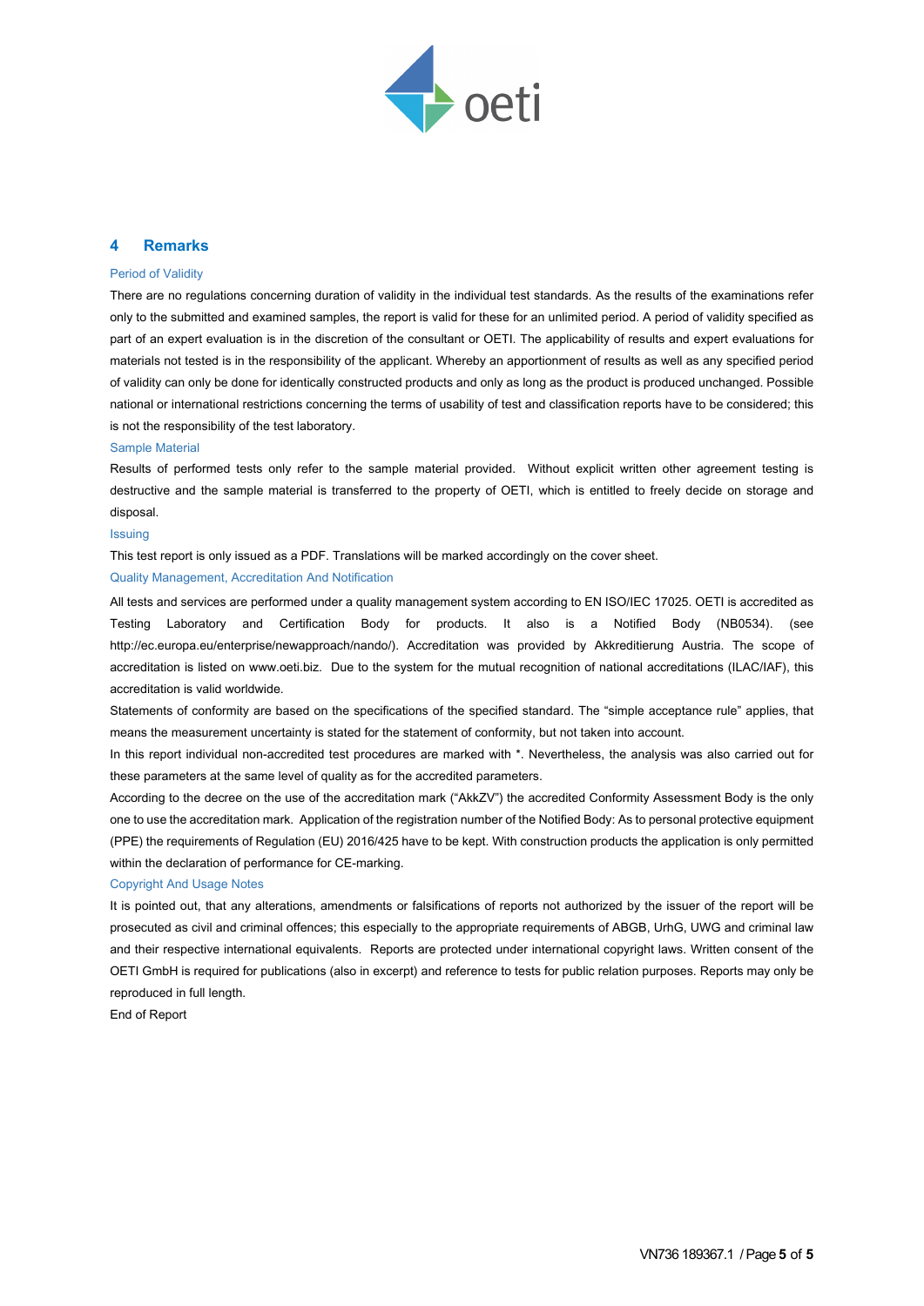## 4 Remarks

### Period of Validity

There are no regulations concerning duration of validity in the individual test standards. As the results of the examinations refer only to the submitted and examined samples, the report is valid for these for an unlimited period. A period of validity specified as part of an expert evaluation is in the discretion of the consultant or OETI. The applicability of results and expert evaluations for materials not tested is in the responsibility of the applicant. Whereby an apportionment of results as well as any specified period of validity can only be done for identically constructed products and only as long as the product is produced unchanged. Possible national or international restrictions concerning the terms of usability of test and classification reports have to be considered; this is not the responsibility of the test laboratory.

### Sample Material

Results of performed tests only refer to the sample material provided. Without explicit written other agreement testing is destructive and the sample material is transferred to the property of OETI, which is entitled to freely decide on storage and disposal.

### Issuing

This test report is only issued as a PDF. Translations will be marked accordingly on the cover sheet.

### Quality Management, Accreditation And Notification

All tests and services are performed under a quality management system according to EN ISO/IEC 17025. OETI is accredited as Testing Laboratory and Certification Body for products. It also is a Notified Body (NB0534). (see http://ec.europa.eu/enterprise/newapproach/nando/). Accreditation was provided by Akkreditierung Austria. The scope of accreditation is listed on www.oeti.biz. Due to the system for the mutual recognition of national accreditations (ILAC/IAF), this accreditation is valid worldwide.

Statements of conformity are based on the specifications of the specified standard. The "simple acceptance rule" applies, that means the measurement uncertainty is stated for the statement of conformity, but not taken into account.

In this report individual non-accredited test procedures are marked with *. Nevertheless, the analysis was also carried out for these parameters at the same level of quality as for the accredited parameters.

According to the decree on the use of the accreditation mark ("AkkZV") the accredited Conformity Assessment Body is the only one to use the accreditation mark. Application of the registration number of the Notified Body: As to personal protective equipment (PPE) the requirements of Regulation (EU) 2016/425 have to be kept. With construction products the application is only permitted within the declaration of performance for CE-marking.

### Copyright And Usage Notes

It is pointed out, that any alterations, amendments or falsifications of reports not authorized by the issuer of the report will be prosecuted as civil and criminal offences; this especially to the appropriate requirements of ABGB, UrhG, UWG and criminal law and their respective international equivalents. Reports are protected under international copyright laws. Written consent of the OETI GmbH is required for publications (also in excerpt) and reference to tests for public relation purposes. Reports may only be reproduced in full length.

End of Report